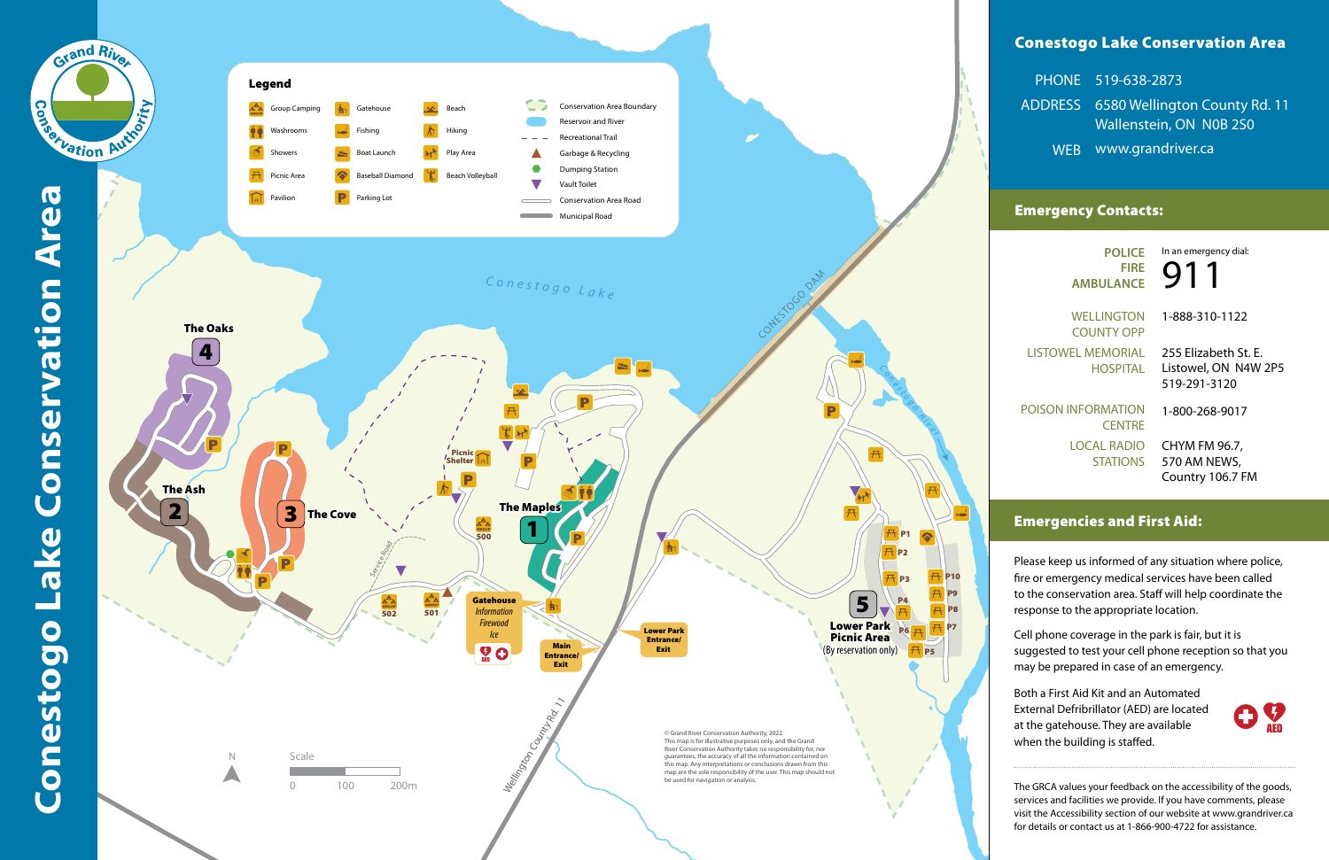# Conestogo Lake Conservation Area

Grand River Conservation Authority

## Legend

| | | | |
|---|---|---|---|
| Group Camping | Gatehouse | Beach | Conservation Area Boundary |
| Washrooms | Fishing | Hiking | Reservoir and River |
| Showers | Boat Launch | Play Area | Recreational Trail |
| Picnic Area | Baseball Diamond | Beach Volleyball | Garbage & Recycling |
| Pavilion | Parking Lot | | Dumping Station |
| | | | Vault Toilet |
| | | | Conservation Area Road |
| | | | Municipal Road |

Conestogo Lake

CONESTOGO DAM

Conestogo River

The Oaks 4

The Ash 2

3 The Cove

The Maples 1

5 Lower Park Picnic Area (By reservation only)

Picnic Shelter

Service Road

500 · 501 · 502

Gatehouse
*Information*
*Firewood*
*Ice*

AED

Main Entrance/ Exit

Lower Park Entrance/ Exit

P1 · P2 · P3 · P4 · P5 · P6 · P7 · P8 · P9 · P10

Wellington County Rd. 11

N

Scale 0 · 100 · 200m

© Grand River Conservation Authority, 2022. This map is for illustrative purposes only, and the Grand River Conservation Authority takes no responsibility for, nor guarantees, the accuracy of all the information contained on this map. Any interpretations or conclusions drawn from this map are the sole responsibility of the user. This map should not be used for navigation or analysis.

## Conestogo Lake Conservation Area

PHONE 519-638-2873

ADDRESS 6580 Wellington County Rd. 11
Wallenstein, ON N0B 2S0

WEB www.grandriver.ca

## Emergency Contacts:

| | |
|---|---|
| POLICE<br>FIRE<br>AMBULANCE | In an emergency dial:<br>911 |
| WELLINGTON COUNTY OPP | 1-888-310-1122 |
| LISTOWEL MEMORIAL HOSPITAL | 255 Elizabeth St. E.<br>Listowel, ON N4W 2P5<br>519-291-3120 |
| POISON INFORMATION CENTRE | 1-800-268-9017 |
| LOCAL RADIO STATIONS | CHYM FM 96.7,<br>570 AM NEWS,<br>Country 106.7 FM |

## Emergencies and First Aid:

Please keep us informed of any situation where police, fire or emergency medical services have been called to the conservation area. Staff will help coordinate the response to the appropriate location.

Cell phone coverage in the park is fair, but it is suggested to test your cell phone reception so that you may be prepared in case of an emergency.

Both a First Aid Kit and an Automated External Defibrillator (AED) are located at the gatehouse. They are available when the building is staffed.

AED

The GRCA values your feedback on the accessibility of the goods, services and facilities we provide. If you have comments, please visit the Accessibility section of our website at www.grandriver.ca for details or contact us at 1-866-900-4722 for assistance.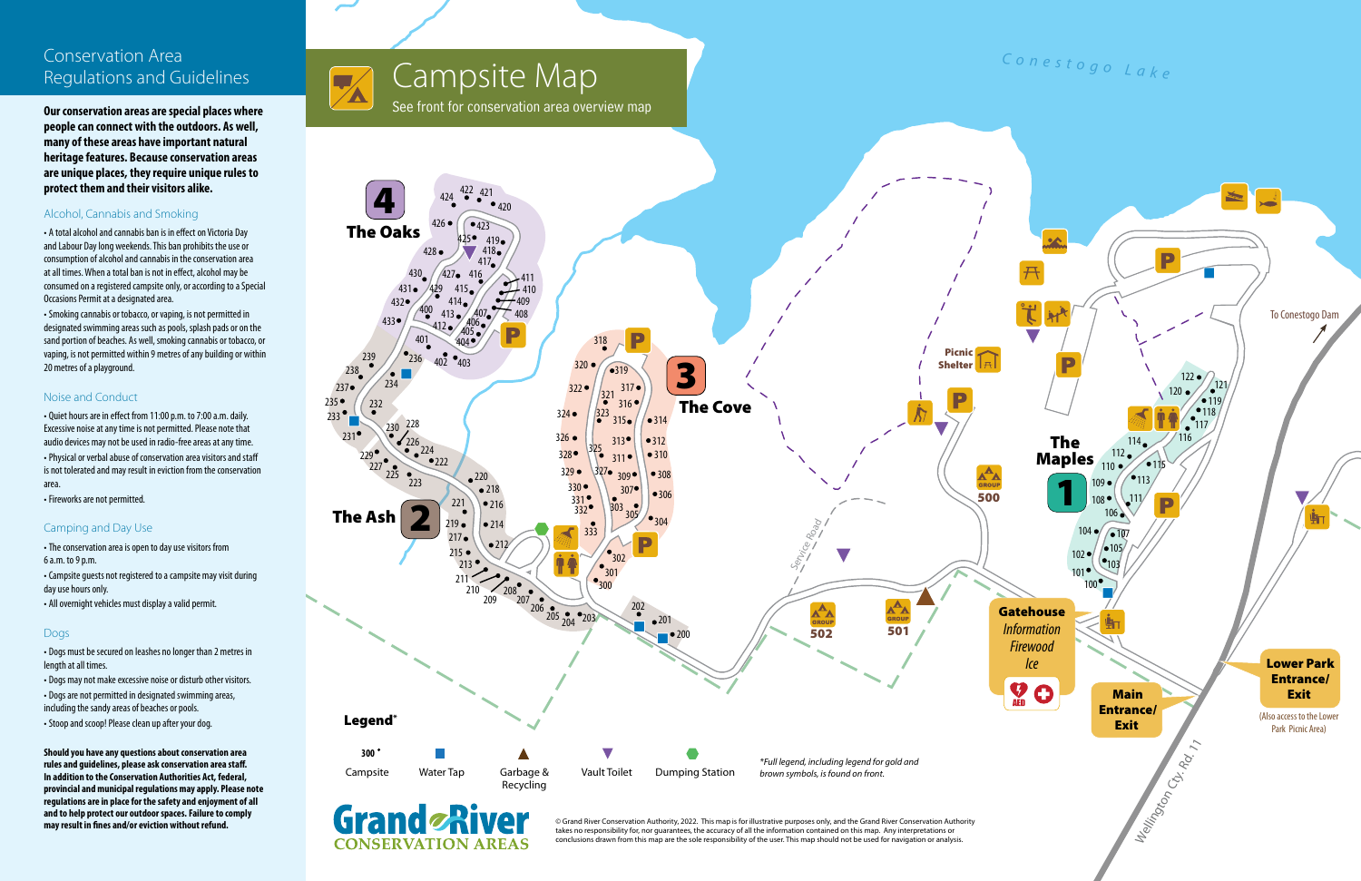# Conservation Area Regulations and Guidelines

**Our conservation areas are special places where people can connect with the outdoors. As well, many of these areas have important natural heritage features. Because conservation areas are unique places, they require unique rules to protect them and their visitors alike.**

## Alcohol, Cannabis and Smoking

- A total alcohol and cannabis ban is in effect on Victoria Day and Labour Day long weekends. This ban prohibits the use or consumption of alcohol and cannabis in the conservation area at all times. When a total ban is not in effect, alcohol may be consumed on a registered campsite only, or according to a Special Occasions Permit at a designated area.
- Smoking cannabis or tobacco, or vaping, is not permitted in designated swimming areas such as pools, splash pads or on the sand portion of beaches. As well, smoking cannabis or tobacco, or vaping, is not permitted within 9 metres of any building or within 20 metres of a playground.

## Noise and Conduct

- Quiet hours are in effect from 11:00 p.m. to 7:00 a.m. daily. Excessive noise at any time is not permitted. Please note that audio devices may not be used in radio-free areas at any time.
- Physical or verbal abuse of conservation area visitors and staff is not tolerated and may result in eviction from the conservation area.
- Fireworks are not permitted.

## Camping and Day Use

- The conservation area is open to day use visitors from 6 a.m. to 9 p.m.
- Campsite guests not registered to a campsite may visit during day use hours only.
- All overnight vehicles must display a valid permit.

## Dogs

- Dogs must be secured on leashes no longer than 2 metres in length at all times.
- Dogs may not make excessive noise or disturb other visitors.
- Dogs are not permitted in designated swimming areas, including the sandy areas of beaches or pools.
- Stoop and scoop! Please clean up after your dog.

**Should you have any questions about conservation area rules and guidelines, please ask conservation area staff. In addition to the Conservation Authorities Act, federal, provincial and municipal regulations may apply. Please note regulations are in place for the safety and enjoyment of all and to help protect our outdoor spaces. Failure to comply may result in fines and/or eviction without refund.**

# Campsite Map

See front for conservation area overview map

Conestogo Lake

4 The Oaks

3 The Cove

2 The Ash

1 The Maples

Picnic Shelter

Group 500

Group 501

Group 502

Service Road

Gatehouse
*Information*
*Firewood*
*Ice*

Main Entrance/ Exit

Lower Park Entrance/ Exit
(Also access to the Lower Park Picnic Area)

To Conestogo Dam

Wellington Cty. Rd. 11

**Legend***

300* Campsite
Water Tap
Garbage & Recycling
Vault Toilet
Dumping Station

*Full legend, including legend for gold and brown symbols, is found on front.

Grand River Conservation Areas

© Grand River Conservation Authority, 2022. This map is for illustrative purposes only, and the Grand River Conservation Authority takes no responsibility for, nor guarantees, the accuracy of all the information contained on this map. Any interpretations or conclusions drawn from this map are the sole responsibility of the user. This map should not be used for navigation or analysis.